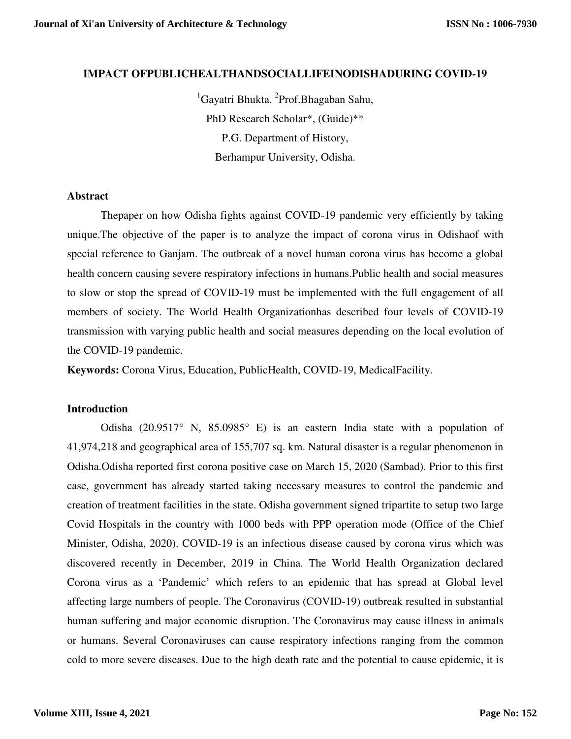# IMPACT OFPUBLICHEALTHANDSOCIALLIFEINODISHADURING COVID-19

[1]Gayatri Bhukta. [2]Prof.Bhagaban Sahu,

PhD Research Scholar*, (Guide)**

P.G. Department of History,

Berhampur University, Odisha.

## Abstract

Thepaper on how Odisha fights against COVID-19 pandemic very efficiently by taking unique.The objective of the paper is to analyze the impact of corona virus in Odishaof with special reference to Ganjam. The outbreak of a novel human corona virus has become a global health concern causing severe respiratory infections in humans.Public health and social measures to slow or stop the spread of COVID-19 must be implemented with the full engagement of all members of society. The World Health Organizationhas described four levels of COVID-19 transmission with varying public health and social measures depending on the local evolution of the COVID-19 pandemic.

**Keywords:** Corona Virus, Education, PublicHealth, COVID-19, MedicalFacility.

## Introduction

Odisha (20.9517° N, 85.0985° E) is an eastern India state with a population of 41,974,218 and geographical area of 155,707 sq. km. Natural disaster is a regular phenomenon in Odisha.Odisha reported first corona positive case on March 15, 2020 (Sambad). Prior to this first case, government has already started taking necessary measures to control the pandemic and creation of treatment facilities in the state. Odisha government signed tripartite to setup two large Covid Hospitals in the country with 1000 beds with PPP operation mode (Office of the Chief Minister, Odisha, 2020). COVID-19 is an infectious disease caused by corona virus which was discovered recently in December, 2019 in China. The World Health Organization declared Corona virus as a 'Pandemic' which refers to an epidemic that has spread at Global level affecting large numbers of people. The Coronavirus (COVID-19) outbreak resulted in substantial human suffering and major economic disruption. The Coronavirus may cause illness in animals or humans. Several Coronaviruses can cause respiratory infections ranging from the common cold to more severe diseases. Due to the high death rate and the potential to cause epidemic, it is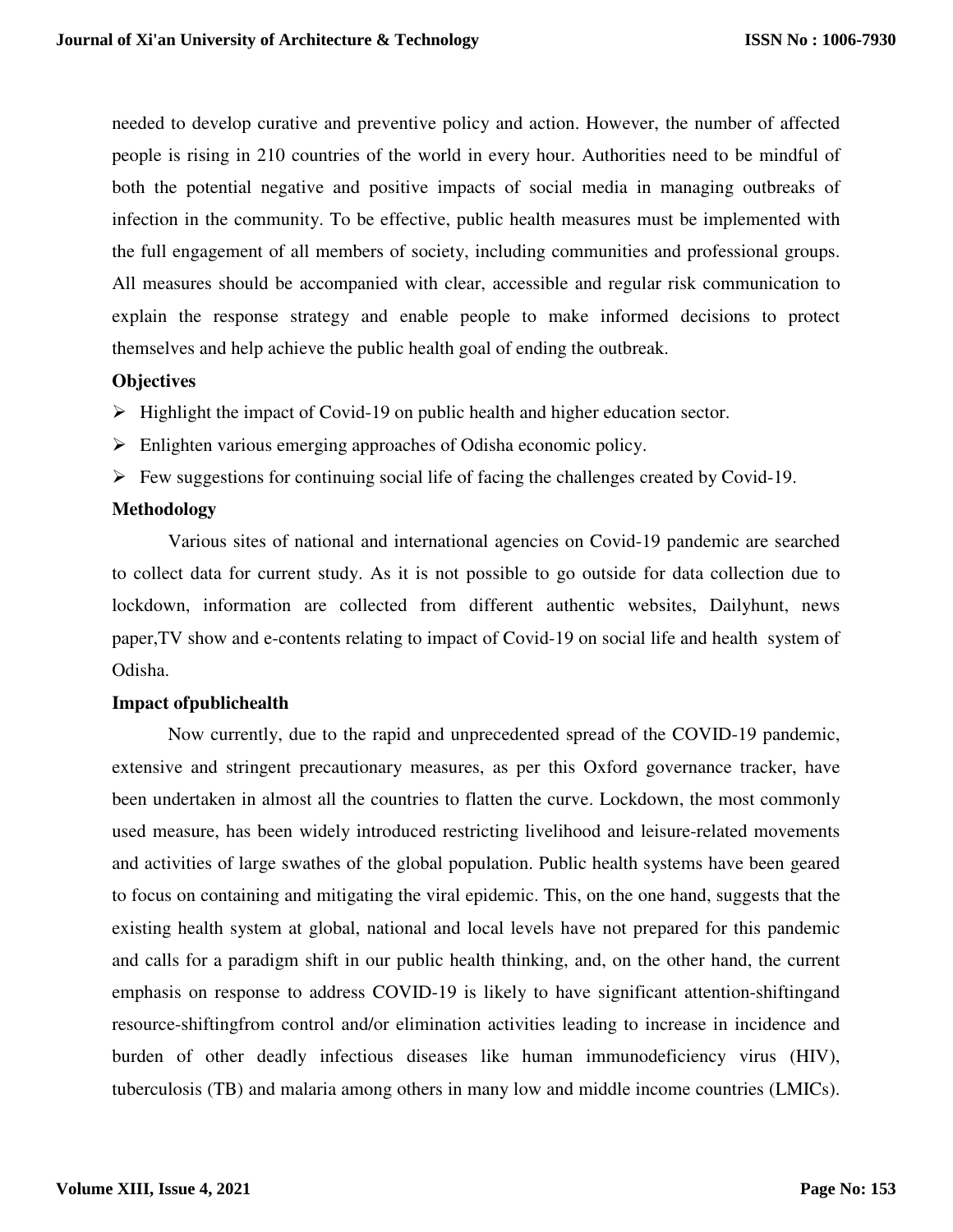needed to develop curative and preventive policy and action. However, the number of affected people is rising in 210 countries of the world in every hour. Authorities need to be mindful of both the potential negative and positive impacts of social media in managing outbreaks of infection in the community. To be effective, public health measures must be implemented with the full engagement of all members of society, including communities and professional groups. All measures should be accompanied with clear, accessible and regular risk communication to explain the response strategy and enable people to make informed decisions to protect themselves and help achieve the public health goal of ending the outbreak.

**Objectives**

- Highlight the impact of Covid-19 on public health and higher education sector.
- Enlighten various emerging approaches of Odisha economic policy.
- Few suggestions for continuing social life of facing the challenges created by Covid-19.

**Methodology**

Various sites of national and international agencies on Covid-19 pandemic are searched to collect data for current study. As it is not possible to go outside for data collection due to lockdown, information are collected from different authentic websites, Dailyhunt, news paper,TV show and e-contents relating to impact of Covid-19 on social life and health system of Odisha.

**Impact ofpublichealth**

Now currently, due to the rapid and unprecedented spread of the COVID-19 pandemic, extensive and stringent precautionary measures, as per this Oxford governance tracker, have been undertaken in almost all the countries to flatten the curve. Lockdown, the most commonly used measure, has been widely introduced restricting livelihood and leisure-related movements and activities of large swathes of the global population. Public health systems have been geared to focus on containing and mitigating the viral epidemic. This, on the one hand, suggests that the existing health system at global, national and local levels have not prepared for this pandemic and calls for a paradigm shift in our public health thinking, and, on the other hand, the current emphasis on response to address COVID-19 is likely to have significant attention-shiftingand resource-shiftingfrom control and/or elimination activities leading to increase in incidence and burden of other deadly infectious diseases like human immunodeficiency virus (HIV), tuberculosis (TB) and malaria among others in many low and middle income countries (LMICs).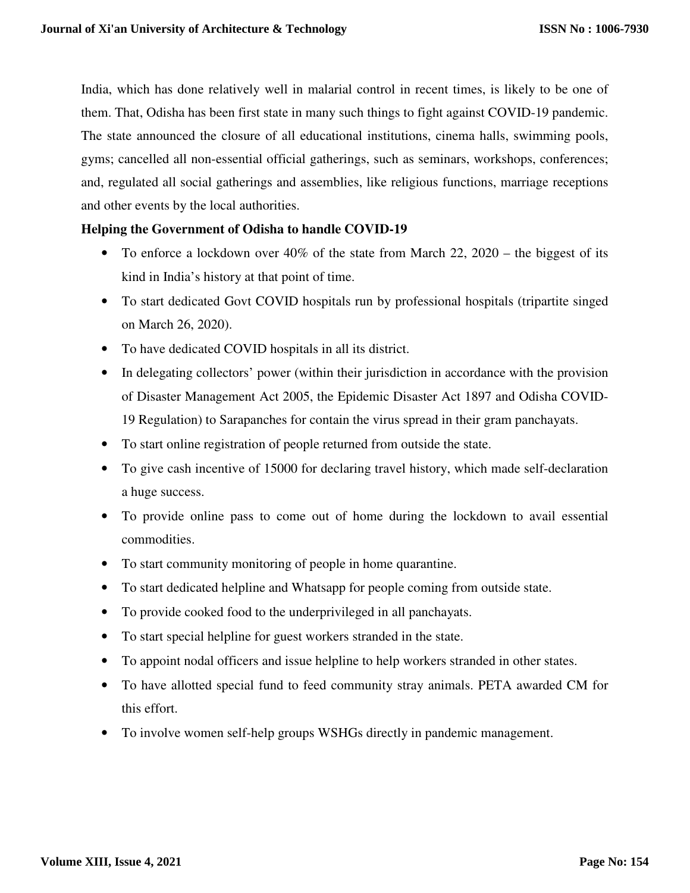India, which has done relatively well in malarial control in recent times, is likely to be one of them. That, Odisha has been first state in many such things to fight against COVID-19 pandemic. The state announced the closure of all educational institutions, cinema halls, swimming pools, gyms; cancelled all non-essential official gatherings, such as seminars, workshops, conferences; and, regulated all social gatherings and assemblies, like religious functions, marriage receptions and other events by the local authorities.

**Helping the Government of Odisha to handle COVID-19**

- To enforce a lockdown over 40% of the state from March 22, 2020 – the biggest of its kind in India's history at that point of time.
- To start dedicated Govt COVID hospitals run by professional hospitals (tripartite singed on March 26, 2020).
- To have dedicated COVID hospitals in all its district.
- In delegating collectors' power (within their jurisdiction in accordance with the provision of Disaster Management Act 2005, the Epidemic Disaster Act 1897 and Odisha COVID-19 Regulation) to Sarapanches for contain the virus spread in their gram panchayats.
- To start online registration of people returned from outside the state.
- To give cash incentive of 15000 for declaring travel history, which made self-declaration a huge success.
- To provide online pass to come out of home during the lockdown to avail essential commodities.
- To start community monitoring of people in home quarantine.
- To start dedicated helpline and Whatsapp for people coming from outside state.
- To provide cooked food to the underprivileged in all panchayats.
- To start special helpline for guest workers stranded in the state.
- To appoint nodal officers and issue helpline to help workers stranded in other states.
- To have allotted special fund to feed community stray animals. PETA awarded CM for this effort.
- To involve women self-help groups WSHGs directly in pandemic management.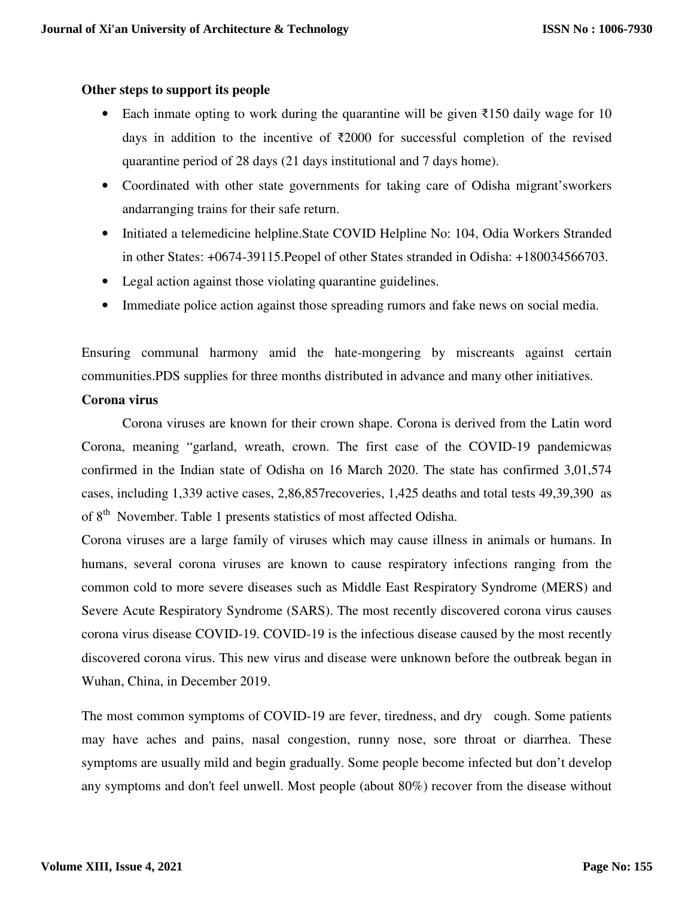**Other steps to support its people**

- Each inmate opting to work during the quarantine will be given ₹150 daily wage for 10 days in addition to the incentive of ₹2000 for successful completion of the revised quarantine period of 28 days (21 days institutional and 7 days home).
- Coordinated with other state governments for taking care of Odisha migrant'sworkers andarranging trains for their safe return.
- Initiated a telemedicine helpline.State COVID Helpline No: 104, Odia Workers Stranded in other States: +0674-39115.Peopel of other States stranded in Odisha: +180034566703.
- Legal action against those violating quarantine guidelines.
- Immediate police action against those spreading rumors and fake news on social media.

Ensuring communal harmony amid the hate-mongering by miscreants against certain communities.PDS supplies for three months distributed in advance and many other initiatives.

**Corona virus**

Corona viruses are known for their crown shape. Corona is derived from the Latin word Corona, meaning "garland, wreath, crown. The first case of the COVID-19 pandemicwas confirmed in the Indian state of Odisha on 16 March 2020. The state has confirmed 3,01,574 cases, including 1,339 active cases, 2,86,857recoveries, 1,425 deaths and total tests 49,39,390 as of 8th November. Table 1 presents statistics of most affected Odisha.

Corona viruses are a large family of viruses which may cause illness in animals or humans. In humans, several corona viruses are known to cause respiratory infections ranging from the common cold to more severe diseases such as Middle East Respiratory Syndrome (MERS) and Severe Acute Respiratory Syndrome (SARS). The most recently discovered corona virus causes corona virus disease COVID-19. COVID-19 is the infectious disease caused by the most recently discovered corona virus. This new virus and disease were unknown before the outbreak began in Wuhan, China, in December 2019.

The most common symptoms of COVID-19 are fever, tiredness, and dry cough. Some patients may have aches and pains, nasal congestion, runny nose, sore throat or diarrhea. These symptoms are usually mild and begin gradually. Some people become infected but don't develop any symptoms and don't feel unwell. Most people (about 80%) recover from the disease without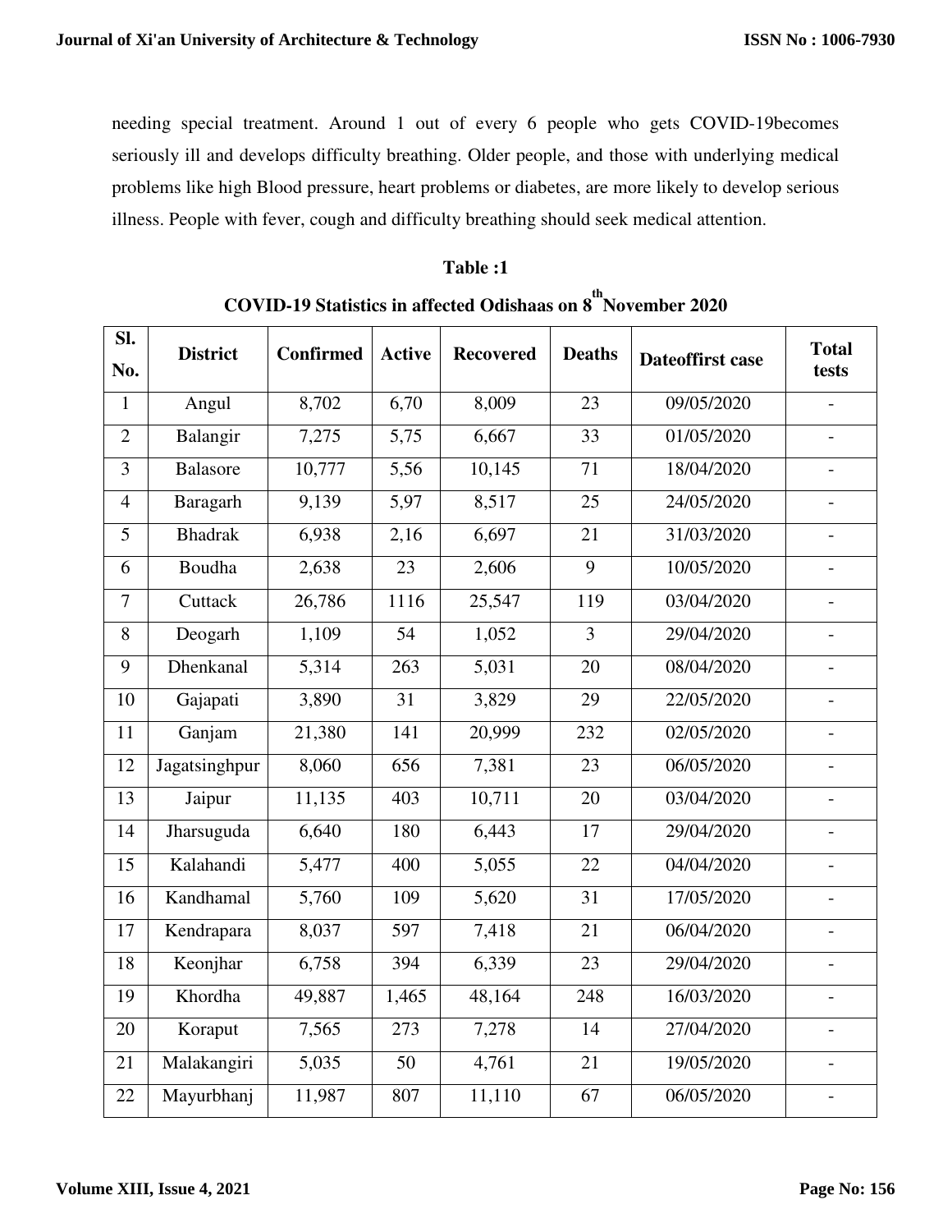needing special treatment. Around 1 out of every 6 people who gets COVID-19becomes seriously ill and develops difficulty breathing. Older people, and those with underlying medical problems like high Blood pressure, heart problems or diabetes, are more likely to develop serious illness. People with fever, cough and difficulty breathing should seek medical attention.

**Table :1**

**COVID-19 Statistics in affected Odishaas on 8th November 2020**

| Sl. No. | District | Confirmed | Active | Recovered | Deaths | Dateoffirst case | Total tests |
|---|---|---|---|---|---|---|---|
| 1 | Angul | 8,702 | 6,70 | 8,009 | 23 | 09/05/2020 | - |
| 2 | Balangir | 7,275 | 5,75 | 6,667 | 33 | 01/05/2020 | - |
| 3 | Balasore | 10,777 | 5,56 | 10,145 | 71 | 18/04/2020 | - |
| 4 | Baragarh | 9,139 | 5,97 | 8,517 | 25 | 24/05/2020 | - |
| 5 | Bhadrak | 6,938 | 2,16 | 6,697 | 21 | 31/03/2020 | - |
| 6 | Boudha | 2,638 | 23 | 2,606 | 9 | 10/05/2020 | - |
| 7 | Cuttack | 26,786 | 1116 | 25,547 | 119 | 03/04/2020 | - |
| 8 | Deogarh | 1,109 | 54 | 1,052 | 3 | 29/04/2020 | - |
| 9 | Dhenkanal | 5,314 | 263 | 5,031 | 20 | 08/04/2020 | - |
| 10 | Gajapati | 3,890 | 31 | 3,829 | 29 | 22/05/2020 | - |
| 11 | Ganjam | 21,380 | 141 | 20,999 | 232 | 02/05/2020 | - |
| 12 | Jagatsinghpur | 8,060 | 656 | 7,381 | 23 | 06/05/2020 | - |
| 13 | Jaipur | 11,135 | 403 | 10,711 | 20 | 03/04/2020 | - |
| 14 | Jharsuguda | 6,640 | 180 | 6,443 | 17 | 29/04/2020 | - |
| 15 | Kalahandi | 5,477 | 400 | 5,055 | 22 | 04/04/2020 | - |
| 16 | Kandhamal | 5,760 | 109 | 5,620 | 31 | 17/05/2020 | - |
| 17 | Kendrapara | 8,037 | 597 | 7,418 | 21 | 06/04/2020 | - |
| 18 | Keonjhar | 6,758 | 394 | 6,339 | 23 | 29/04/2020 | - |
| 19 | Khordha | 49,887 | 1,465 | 48,164 | 248 | 16/03/2020 | - |
| 20 | Koraput | 7,565 | 273 | 7,278 | 14 | 27/04/2020 | - |
| 21 | Malakangiri | 5,035 | 50 | 4,761 | 21 | 19/05/2020 | - |
| 22 | Mayurbhanj | 11,987 | 807 | 11,110 | 67 | 06/05/2020 | - |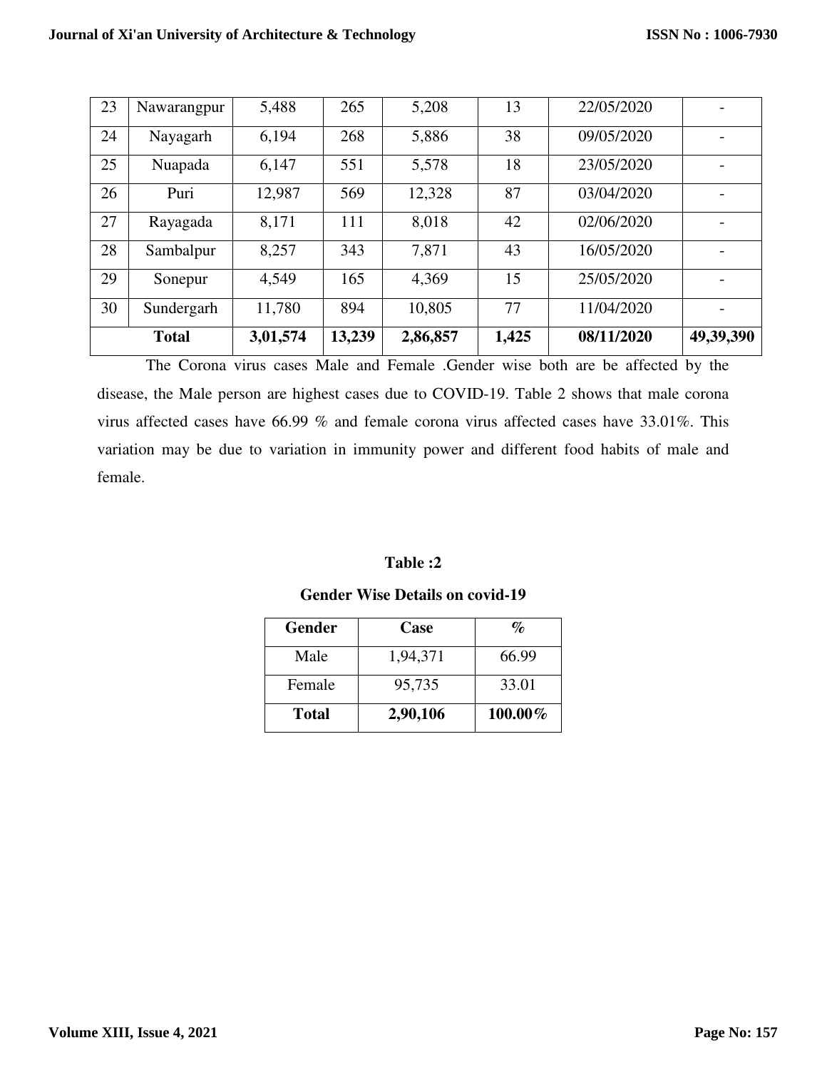| 23 | Nawarangpur | 5,488 | 265 | 5,208 | 13 | 22/05/2020 | - |
|---|---|---|---|---|---|---|---|
| 24 | Nayagarh | 6,194 | 268 | 5,886 | 38 | 09/05/2020 | - |
| 25 | Nuapada | 6,147 | 551 | 5,578 | 18 | 23/05/2020 | - |
| 26 | Puri | 12,987 | 569 | 12,328 | 87 | 03/04/2020 | - |
| 27 | Rayagada | 8,171 | 111 | 8,018 | 42 | 02/06/2020 | - |
| 28 | Sambalpur | 8,257 | 343 | 7,871 | 43 | 16/05/2020 | - |
| 29 | Sonepur | 4,549 | 165 | 4,369 | 15 | 25/05/2020 | - |
| 30 | Sundergarh | 11,780 | 894 | 10,805 | 77 | 11/04/2020 | - |
| **Total** | | **3,01,574** | **13,239** | **2,86,857** | **1,425** | **08/11/2020** | **49,39,390** |

The Corona virus cases Male and Female .Gender wise both are be affected by the disease, the Male person are highest cases due to COVID-19. Table 2 shows that male corona virus affected cases have 66.99 % and female corona virus affected cases have 33.01%. This variation may be due to variation in immunity power and different food habits of male and female.

**Table :2**

**Gender Wise Details on covid-19**

| Gender | Case | % |
|---|---|---|
| Male | 1,94,371 | 66.99 |
| Female | 95,735 | 33.01 |
| **Total** | **2,90,106** | **100.00%** |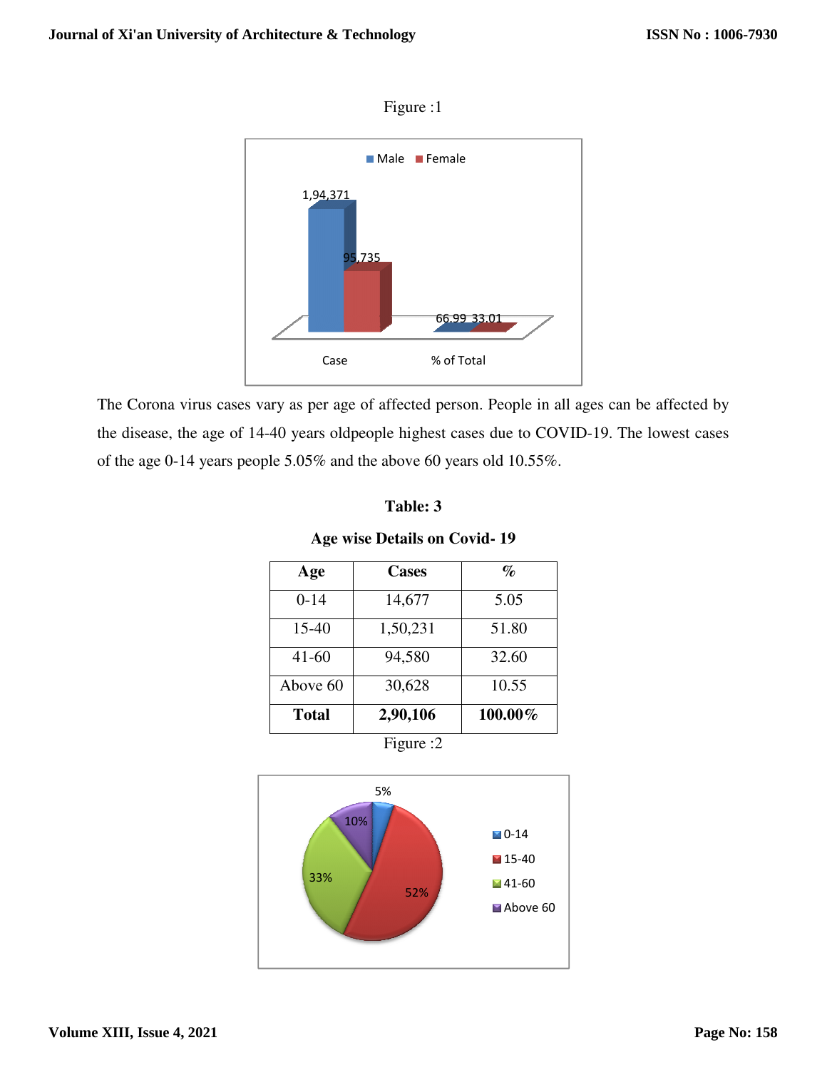Figure :1

The Corona virus cases vary as per age of affected person. People in all ages can be affected by the disease, the age of 14-40 years oldpeople highest cases due to COVID-19. The lowest cases of the age 0-14 years people 5.05% and the above 60 years old 10.55%.

**Table: 3**

**Age wise Details on Covid- 19**

| Age | Cases | % |
|---|---|---|
| 0-14 | 14,677 | 5.05 |
| 15-40 | 1,50,231 | 51.80 |
| 41-60 | 94,580 | 32.60 |
| Above 60 | 30,628 | 10.55 |
| **Total** | **2,90,106** | **100.00%** |

Figure :2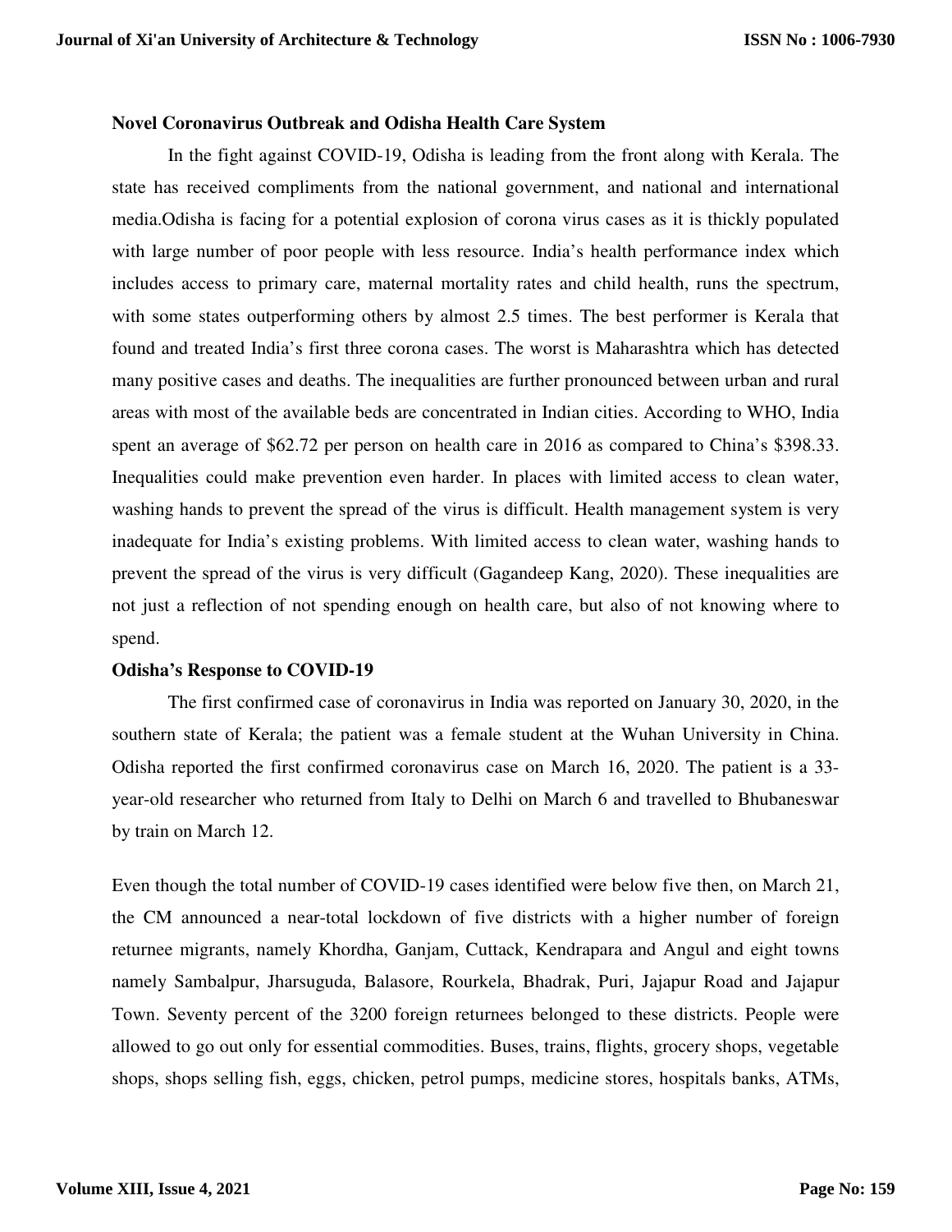**Novel Coronavirus Outbreak and Odisha Health Care System**

In the fight against COVID-19, Odisha is leading from the front along with Kerala. The state has received compliments from the national government, and national and international media.Odisha is facing for a potential explosion of corona virus cases as it is thickly populated with large number of poor people with less resource. India's health performance index which includes access to primary care, maternal mortality rates and child health, runs the spectrum, with some states outperforming others by almost 2.5 times. The best performer is Kerala that found and treated India's first three corona cases. The worst is Maharashtra which has detected many positive cases and deaths. The inequalities are further pronounced between urban and rural areas with most of the available beds are concentrated in Indian cities. According to WHO, India spent an average of \$62.72 per person on health care in 2016 as compared to China's \$398.33. Inequalities could make prevention even harder. In places with limited access to clean water, washing hands to prevent the spread of the virus is difficult. Health management system is very inadequate for India's existing problems. With limited access to clean water, washing hands to prevent the spread of the virus is very difficult (Gagandeep Kang, 2020). These inequalities are not just a reflection of not spending enough on health care, but also of not knowing where to spend.

**Odisha's Response to COVID-19**

The first confirmed case of coronavirus in India was reported on January 30, 2020, in the southern state of Kerala; the patient was a female student at the Wuhan University in China. Odisha reported the first confirmed coronavirus case on March 16, 2020. The patient is a 33-year-old researcher who returned from Italy to Delhi on March 6 and travelled to Bhubaneswar by train on March 12.

Even though the total number of COVID-19 cases identified were below five then, on March 21, the CM announced a near-total lockdown of five districts with a higher number of foreign returnee migrants, namely Khordha, Ganjam, Cuttack, Kendrapara and Angul and eight towns namely Sambalpur, Jharsuguda, Balasore, Rourkela, Bhadrak, Puri, Jajapur Road and Jajapur Town. Seventy percent of the 3200 foreign returnees belonged to these districts. People were allowed to go out only for essential commodities. Buses, trains, flights, grocery shops, vegetable shops, shops selling fish, eggs, chicken, petrol pumps, medicine stores, hospitals banks, ATMs,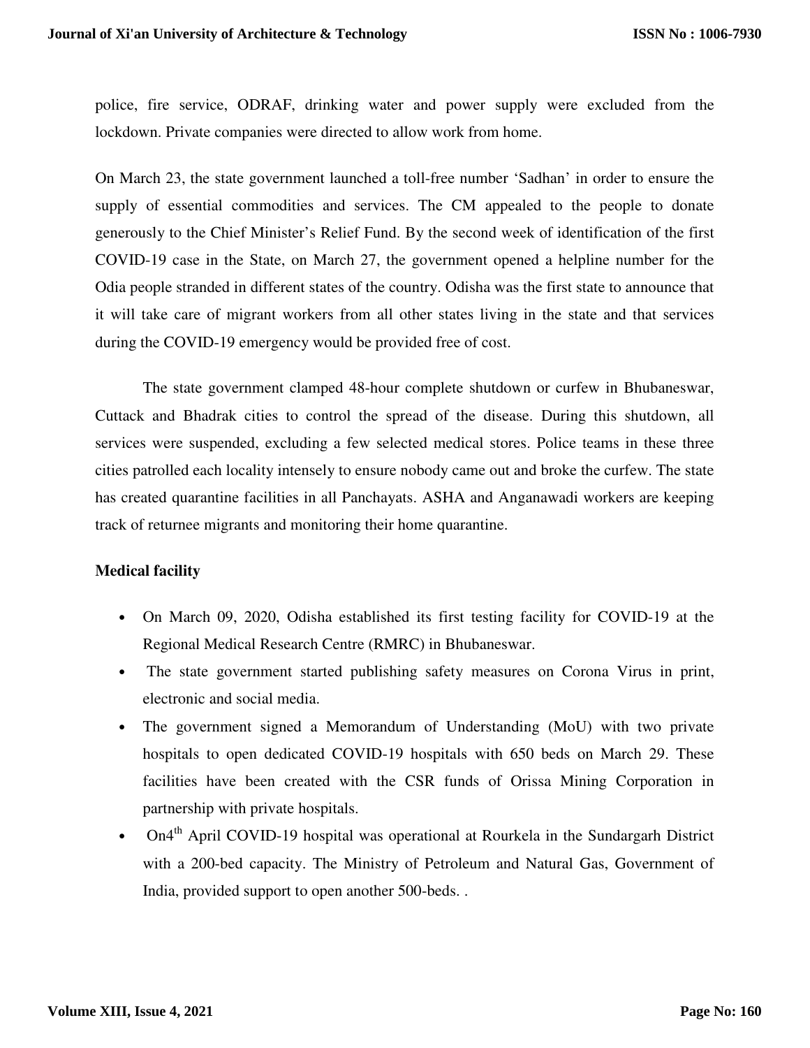police, fire service, ODRAF, drinking water and power supply were excluded from the lockdown. Private companies were directed to allow work from home.

On March 23, the state government launched a toll-free number 'Sadhan' in order to ensure the supply of essential commodities and services. The CM appealed to the people to donate generously to the Chief Minister's Relief Fund. By the second week of identification of the first COVID-19 case in the State, on March 27, the government opened a helpline number for the Odia people stranded in different states of the country. Odisha was the first state to announce that it will take care of migrant workers from all other states living in the state and that services during the COVID-19 emergency would be provided free of cost.

The state government clamped 48-hour complete shutdown or curfew in Bhubaneswar, Cuttack and Bhadrak cities to control the spread of the disease. During this shutdown, all services were suspended, excluding a few selected medical stores. Police teams in these three cities patrolled each locality intensely to ensure nobody came out and broke the curfew. The state has created quarantine facilities in all Panchayats. ASHA and Anganawadi workers are keeping track of returnee migrants and monitoring their home quarantine.

**Medical facility**

- On March 09, 2020, Odisha established its first testing facility for COVID-19 at the Regional Medical Research Centre (RMRC) in Bhubaneswar.
- The state government started publishing safety measures on Corona Virus in print, electronic and social media.
- The government signed a Memorandum of Understanding (MoU) with two private hospitals to open dedicated COVID-19 hospitals with 650 beds on March 29. These facilities have been created with the CSR funds of Orissa Mining Corporation in partnership with private hospitals.
- On4th April COVID-19 hospital was operational at Rourkela in the Sundargarh District with a 200-bed capacity. The Ministry of Petroleum and Natural Gas, Government of India, provided support to open another 500-beds. .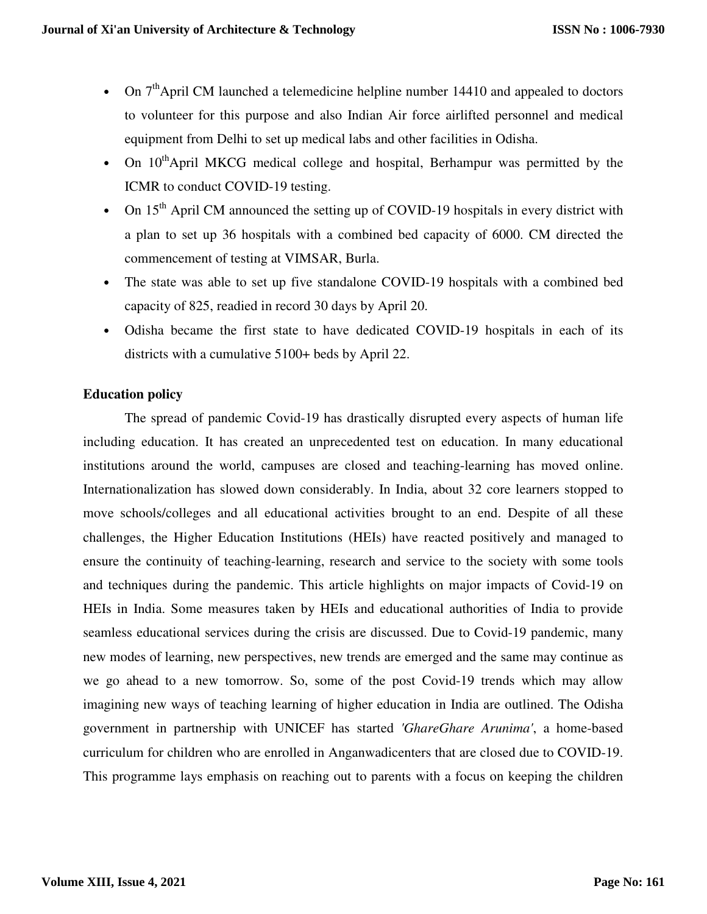- On 7th April CM launched a telemedicine helpline number 14410 and appealed to doctors to volunteer for this purpose and also Indian Air force airlifted personnel and medical equipment from Delhi to set up medical labs and other facilities in Odisha.
- On 10th April MKCG medical college and hospital, Berhampur was permitted by the ICMR to conduct COVID-19 testing.
- On 15th April CM announced the setting up of COVID-19 hospitals in every district with a plan to set up 36 hospitals with a combined bed capacity of 6000. CM directed the commencement of testing at VIMSAR, Burla.
- The state was able to set up five standalone COVID-19 hospitals with a combined bed capacity of 825, readied in record 30 days by April 20.
- Odisha became the first state to have dedicated COVID-19 hospitals in each of its districts with a cumulative 5100+ beds by April 22.

**Education policy**

The spread of pandemic Covid-19 has drastically disrupted every aspects of human life including education. It has created an unprecedented test on education. In many educational institutions around the world, campuses are closed and teaching-learning has moved online. Internationalization has slowed down considerably. In India, about 32 core learners stopped to move schools/colleges and all educational activities brought to an end. Despite of all these challenges, the Higher Education Institutions (HEIs) have reacted positively and managed to ensure the continuity of teaching-learning, research and service to the society with some tools and techniques during the pandemic. This article highlights on major impacts of Covid-19 on HEIs in India. Some measures taken by HEIs and educational authorities of India to provide seamless educational services during the crisis are discussed. Due to Covid-19 pandemic, many new modes of learning, new perspectives, new trends are emerged and the same may continue as we go ahead to a new tomorrow. So, some of the post Covid-19 trends which may allow imagining new ways of teaching learning of higher education in India are outlined. The Odisha government in partnership with UNICEF has started *'GhareGhare Arunima'*, a home-based curriculum for children who are enrolled in Anganwadicenters that are closed due to COVID-19. This programme lays emphasis on reaching out to parents with a focus on keeping the children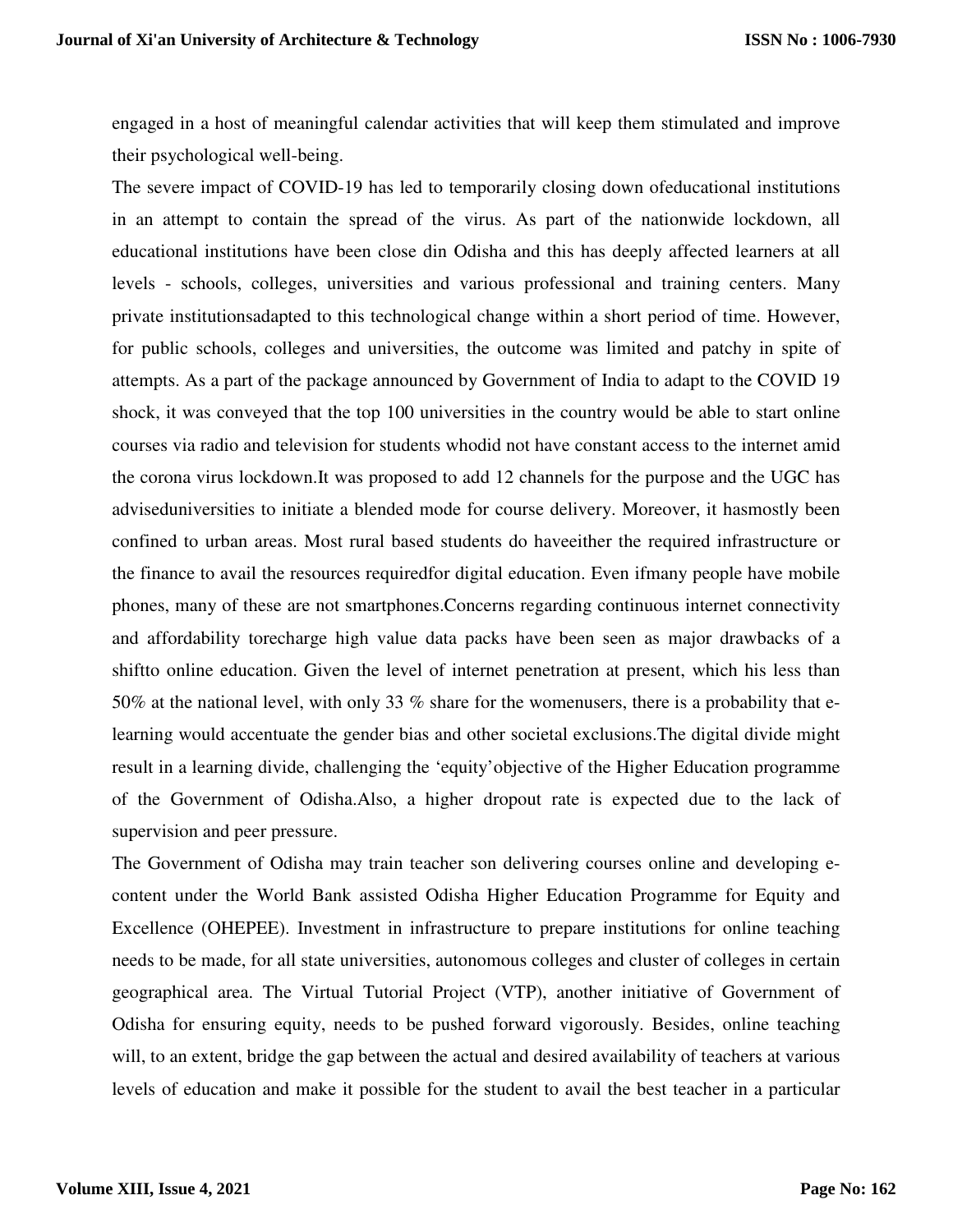engaged in a host of meaningful calendar activities that will keep them stimulated and improve their psychological well-being.

The severe impact of COVID-19 has led to temporarily closing down ofeducational institutions in an attempt to contain the spread of the virus. As part of the nationwide lockdown, all educational institutions have been close din Odisha and this has deeply affected learners at all levels - schools, colleges, universities and various professional and training centers. Many private institutionsadapted to this technological change within a short period of time. However, for public schools, colleges and universities, the outcome was limited and patchy in spite of attempts. As a part of the package announced by Government of India to adapt to the COVID 19 shock, it was conveyed that the top 100 universities in the country would be able to start online courses via radio and television for students whodid not have constant access to the internet amid the corona virus lockdown.It was proposed to add 12 channels for the purpose and the UGC has adviseduniversities to initiate a blended mode for course delivery. Moreover, it hasmostly been confined to urban areas. Most rural based students do haveeither the required infrastructure or the finance to avail the resources requiredfor digital education. Even ifmany people have mobile phones, many of these are not smartphones.Concerns regarding continuous internet connectivity and affordability torecharge high value data packs have been seen as major drawbacks of a shiftto online education. Given the level of internet penetration at present, which his less than 50% at the national level, with only 33 % share for the womenusers, there is a probability that e-learning would accentuate the gender bias and other societal exclusions.The digital divide might result in a learning divide, challenging the 'equity'objective of the Higher Education programme of the Government of Odisha.Also, a higher dropout rate is expected due to the lack of supervision and peer pressure.

The Government of Odisha may train teacher son delivering courses online and developing e-content under the World Bank assisted Odisha Higher Education Programme for Equity and Excellence (OHEPEE). Investment in infrastructure to prepare institutions for online teaching needs to be made, for all state universities, autonomous colleges and cluster of colleges in certain geographical area. The Virtual Tutorial Project (VTP), another initiative of Government of Odisha for ensuring equity, needs to be pushed forward vigorously. Besides, online teaching will, to an extent, bridge the gap between the actual and desired availability of teachers at various levels of education and make it possible for the student to avail the best teacher in a particular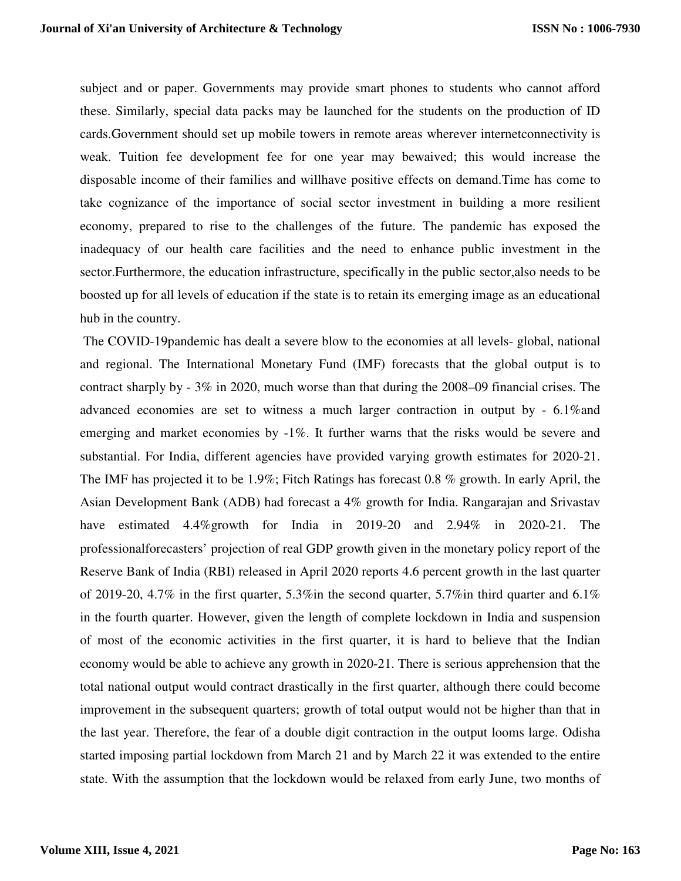subject and or paper. Governments may provide smart phones to students who cannot afford these. Similarly, special data packs may be launched for the students on the production of ID cards.Government should set up mobile towers in remote areas wherever internetconnectivity is weak. Tuition fee development fee for one year may bewaived; this would increase the disposable income of their families and willhave positive effects on demand.Time has come to take cognizance of the importance of social sector investment in building a more resilient economy, prepared to rise to the challenges of the future. The pandemic has exposed the inadequacy of our health care facilities and the need to enhance public investment in the sector.Furthermore, the education infrastructure, specifically in the public sector,also needs to be boosted up for all levels of education if the state is to retain its emerging image as an educational hub in the country.

The COVID-19pandemic has dealt a severe blow to the economies at all levels- global, national and regional. The International Monetary Fund (IMF) forecasts that the global output is to contract sharply by - 3% in 2020, much worse than that during the 2008–09 financial crises. The advanced economies are set to witness a much larger contraction in output by - 6.1%and emerging and market economies by -1%. It further warns that the risks would be severe and substantial. For India, different agencies have provided varying growth estimates for 2020-21. The IMF has projected it to be 1.9%; Fitch Ratings has forecast 0.8 % growth. In early April, the Asian Development Bank (ADB) had forecast a 4% growth for India. Rangarajan and Srivastav have estimated 4.4%growth for India in 2019-20 and 2.94% in 2020-21. The professionalforecasters' projection of real GDP growth given in the monetary policy report of the Reserve Bank of India (RBI) released in April 2020 reports 4.6 percent growth in the last quarter of 2019-20, 4.7% in the first quarter, 5.3%in the second quarter, 5.7%in third quarter and 6.1% in the fourth quarter. However, given the length of complete lockdown in India and suspension of most of the economic activities in the first quarter, it is hard to believe that the Indian economy would be able to achieve any growth in 2020-21. There is serious apprehension that the total national output would contract drastically in the first quarter, although there could become improvement in the subsequent quarters; growth of total output would not be higher than that in the last year. Therefore, the fear of a double digit contraction in the output looms large. Odisha started imposing partial lockdown from March 21 and by March 22 it was extended to the entire state. With the assumption that the lockdown would be relaxed from early June, two months of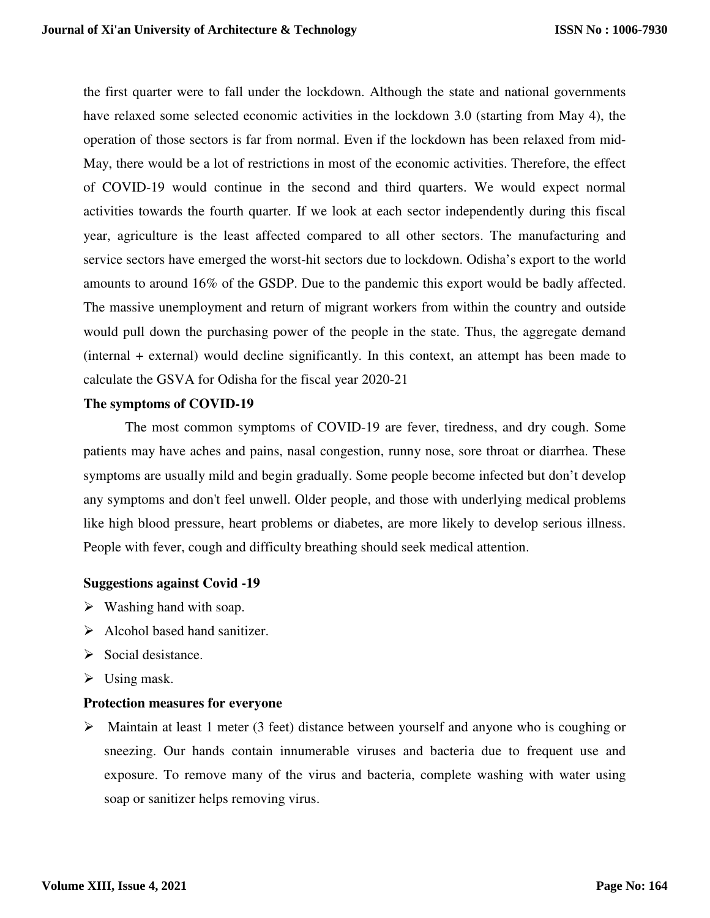the first quarter were to fall under the lockdown. Although the state and national governments have relaxed some selected economic activities in the lockdown 3.0 (starting from May 4), the operation of those sectors is far from normal. Even if the lockdown has been relaxed from mid-May, there would be a lot of restrictions in most of the economic activities. Therefore, the effect of COVID-19 would continue in the second and third quarters. We would expect normal activities towards the fourth quarter. If we look at each sector independently during this fiscal year, agriculture is the least affected compared to all other sectors. The manufacturing and service sectors have emerged the worst-hit sectors due to lockdown. Odisha's export to the world amounts to around 16% of the GSDP. Due to the pandemic this export would be badly affected. The massive unemployment and return of migrant workers from within the country and outside would pull down the purchasing power of the people in the state. Thus, the aggregate demand (internal + external) would decline significantly. In this context, an attempt has been made to calculate the GSVA for Odisha for the fiscal year 2020-21

**The symptoms of COVID-19**

The most common symptoms of COVID-19 are fever, tiredness, and dry cough. Some patients may have aches and pains, nasal congestion, runny nose, sore throat or diarrhea. These symptoms are usually mild and begin gradually. Some people become infected but don't develop any symptoms and don't feel unwell. Older people, and those with underlying medical problems like high blood pressure, heart problems or diabetes, are more likely to develop serious illness. People with fever, cough and difficulty breathing should seek medical attention.

**Suggestions against Covid -19**

- Washing hand with soap.
- Alcohol based hand sanitizer.
- Social desistance.
- Using mask.

**Protection measures for everyone**

- Maintain at least 1 meter (3 feet) distance between yourself and anyone who is coughing or sneezing. Our hands contain innumerable viruses and bacteria due to frequent use and exposure. To remove many of the virus and bacteria, complete washing with water using soap or sanitizer helps removing virus.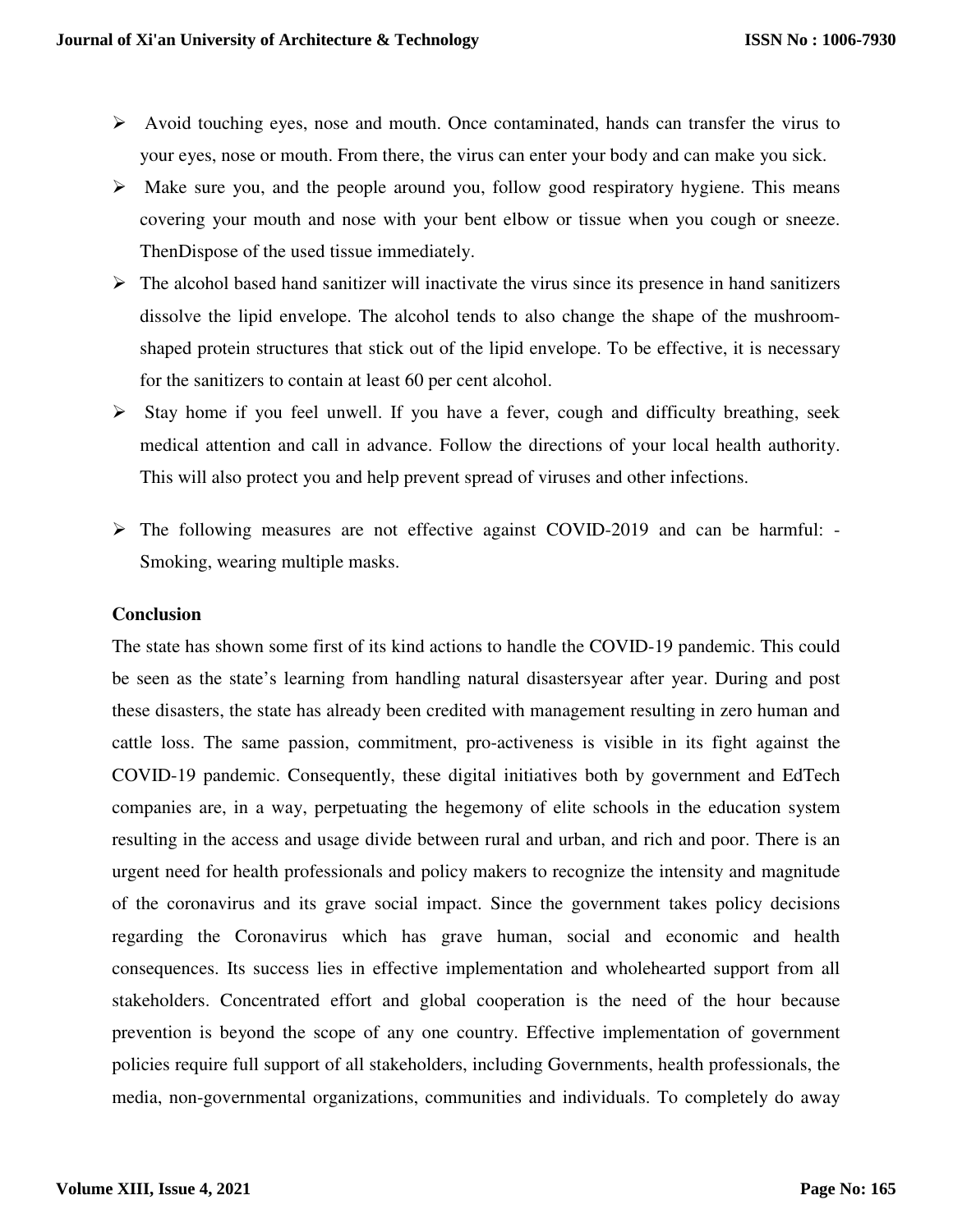- Avoid touching eyes, nose and mouth. Once contaminated, hands can transfer the virus to your eyes, nose or mouth. From there, the virus can enter your body and can make you sick.
- Make sure you, and the people around you, follow good respiratory hygiene. This means covering your mouth and nose with your bent elbow or tissue when you cough or sneeze. ThenDispose of the used tissue immediately.
- The alcohol based hand sanitizer will inactivate the virus since its presence in hand sanitizers dissolve the lipid envelope. The alcohol tends to also change the shape of the mushroom-shaped protein structures that stick out of the lipid envelope. To be effective, it is necessary for the sanitizers to contain at least 60 per cent alcohol.
- Stay home if you feel unwell. If you have a fever, cough and difficulty breathing, seek medical attention and call in advance. Follow the directions of your local health authority. This will also protect you and help prevent spread of viruses and other infections.
- The following measures are not effective against COVID-2019 and can be harmful: - Smoking, wearing multiple masks.

**Conclusion**

The state has shown some first of its kind actions to handle the COVID-19 pandemic. This could be seen as the state's learning from handling natural disastersyear after year. During and post these disasters, the state has already been credited with management resulting in zero human and cattle loss. The same passion, commitment, pro-activeness is visible in its fight against the COVID-19 pandemic. Consequently, these digital initiatives both by government and EdTech companies are, in a way, perpetuating the hegemony of elite schools in the education system resulting in the access and usage divide between rural and urban, and rich and poor. There is an urgent need for health professionals and policy makers to recognize the intensity and magnitude of the coronavirus and its grave social impact. Since the government takes policy decisions regarding the Coronavirus which has grave human, social and economic and health consequences. Its success lies in effective implementation and wholehearted support from all stakeholders. Concentrated effort and global cooperation is the need of the hour because prevention is beyond the scope of any one country. Effective implementation of government policies require full support of all stakeholders, including Governments, health professionals, the media, non-governmental organizations, communities and individuals. To completely do away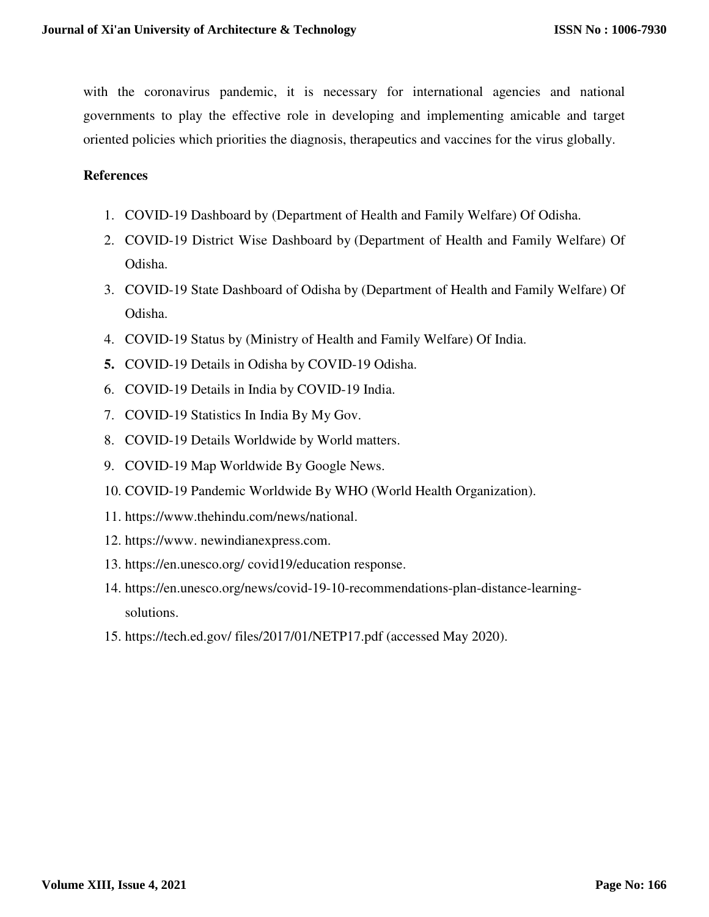with the coronavirus pandemic, it is necessary for international agencies and national governments to play the effective role in developing and implementing amicable and target oriented policies which priorities the diagnosis, therapeutics and vaccines for the virus globally.

## References

1. COVID-19 Dashboard by (Department of Health and Family Welfare) Of Odisha.
2. COVID-19 District Wise Dashboard by (Department of Health and Family Welfare) Of Odisha.
3. COVID-19 State Dashboard of Odisha by (Department of Health and Family Welfare) Of Odisha.
4. COVID-19 Status by (Ministry of Health and Family Welfare) Of India.
5. COVID-19 Details in Odisha by COVID-19 Odisha.
6. COVID-19 Details in India by COVID-19 India.
7. COVID-19 Statistics In India By My Gov.
8. COVID-19 Details Worldwide by World matters.
9. COVID-19 Map Worldwide By Google News.
10. COVID-19 Pandemic Worldwide By WHO (World Health Organization).
11. https://www.thehindu.com/news/national.
12. https://www. newindianexpress.com.
13. https://en.unesco.org/ covid19/education response.
14. https://en.unesco.org/news/covid-19-10-recommendations-plan-distance-learning-solutions.
15. https://tech.ed.gov/ files/2017/01/NETP17.pdf (accessed May 2020).